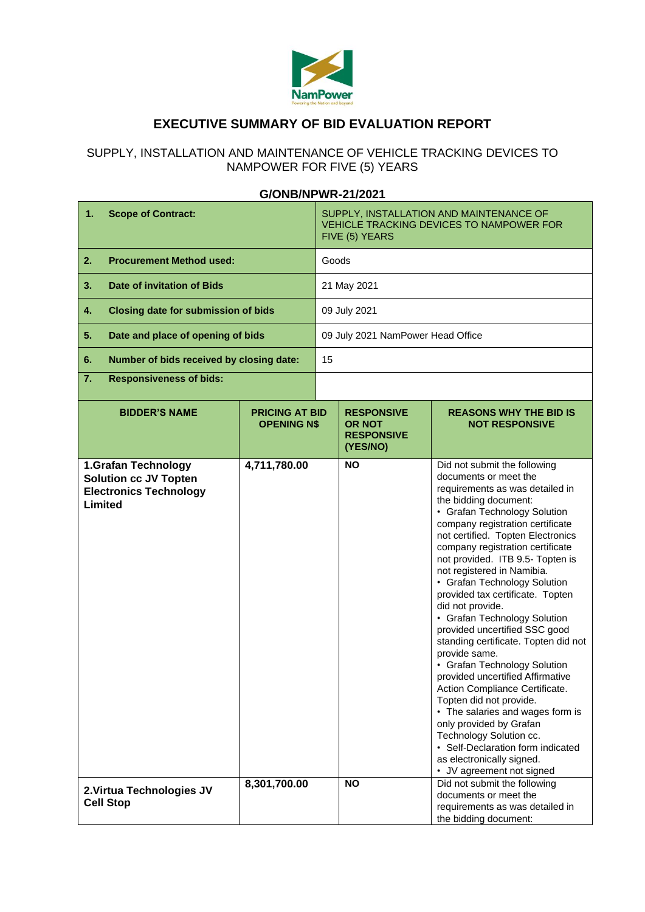# EXECUTIVE SUMMARY OF BID EVALUATION REPORT

## SUPPLY, INSTALLATION AND MAINTENANCE OF VEHICLE TRACKING DEVICES TO NAMPOWER FOR FIVE (5) YEARS

### G/ONB/NPWR-21/2021

| | |
|---|---|
| **1. Scope of Contract:** | SUPPLY, INSTALLATION AND MAINTENANCE OF VEHICLE TRACKING DEVICES TO NAMPOWER FOR FIVE (5) YEARS |
| **2. Procurement Method used:** | Goods |
| **3. Date of invitation of Bids** | 21 May 2021 |
| **4. Closing date for submission of bids** | 09 July 2021 |
| **5. Date and place of opening of bids** | 09 July 2021 NamPower Head Office |
| **6. Number of bids received by closing date:** | 15 |
| **7. Responsiveness of bids:** | |

| BIDDER'S NAME | PRICING AT BID OPENING N$ | RESPONSIVE OR NOT RESPONSIVE (YES/NO) | REASONS WHY THE BID IS NOT RESPONSIVE |
|---|---|---|---|
| **1.Grafan Technology Solution cc JV Topten Electronics Technology Limited** | **4,711,780.00** | **NO** | Did not submit the following documents or meet the requirements as was detailed in the bidding document: • Grafan Technology Solution company registration certificate not certified. Topten Electronics company registration certificate not provided. ITB 9.5- Topten is not registered in Namibia. • Grafan Technology Solution provided tax certificate. Topten did not provide. • Grafan Technology Solution provided uncertified SSC good standing certificate. Topten did not provide same. • Grafan Technology Solution provided uncertified Affirmative Action Compliance Certificate. Topten did not provide. • The salaries and wages form is only provided by Grafan Technology Solution cc. • Self-Declaration form indicated as electronically signed. • JV agreement not signed |
| **2.Virtua Technologies JV Cell Stop** | **8,301,700.00** | **NO** | Did not submit the following documents or meet the requirements as was detailed in the bidding document: |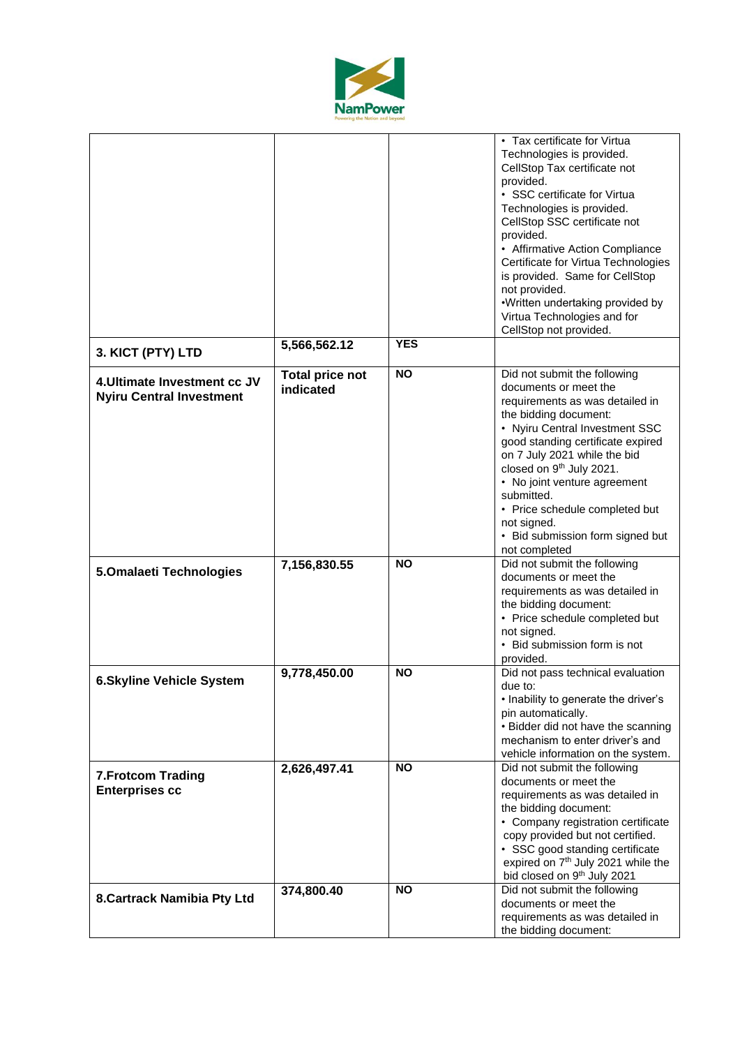| | | | |
|---|---|---|---|
| | | | • Tax certificate for Virtua Technologies is provided. CellStop Tax certificate not provided.<br>• SSC certificate for Virtua Technologies is provided. CellStop SSC certificate not provided.<br>• Affirmative Action Compliance Certificate for Virtua Technologies is provided. Same for CellStop not provided.<br>•Written undertaking provided by Virtua Technologies and for CellStop not provided. |
| **3. KICT (PTY) LTD** | **5,566,562.12** | **YES** | |
| **4.Ultimate Investment cc JV Nyiru Central Investment** | **Total price not indicated** | **NO** | Did not submit the following documents or meet the requirements as was detailed in the bidding document:<br>• Nyiru Central Investment SSC good standing certificate expired on 7 July 2021 while the bid closed on 9th July 2021.<br>• No joint venture agreement submitted.<br>• Price schedule completed but not signed.<br>• Bid submission form signed but not completed |
| **5.Omalaeti Technologies** | **7,156,830.55** | **NO** | Did not submit the following documents or meet the requirements as was detailed in the bidding document:<br>• Price schedule completed but not signed.<br>• Bid submission form is not provided. |
| **6.Skyline Vehicle System** | **9,778,450.00** | **NO** | Did not pass technical evaluation due to:<br>• Inability to generate the driver's pin automatically.<br>• Bidder did not have the scanning mechanism to enter driver's and vehicle information on the system. |
| **7.Frotcom Trading Enterprises cc** | **2,626,497.41** | **NO** | Did not submit the following documents or meet the requirements as was detailed in the bidding document:<br>• Company registration certificate copy provided but not certified.<br>• SSC good standing certificate expired on 7th July 2021 while the bid closed on 9th July 2021 |
| **8.Cartrack Namibia Pty Ltd** | **374,800.40** | **NO** | Did not submit the following documents or meet the requirements as was detailed in the bidding document: |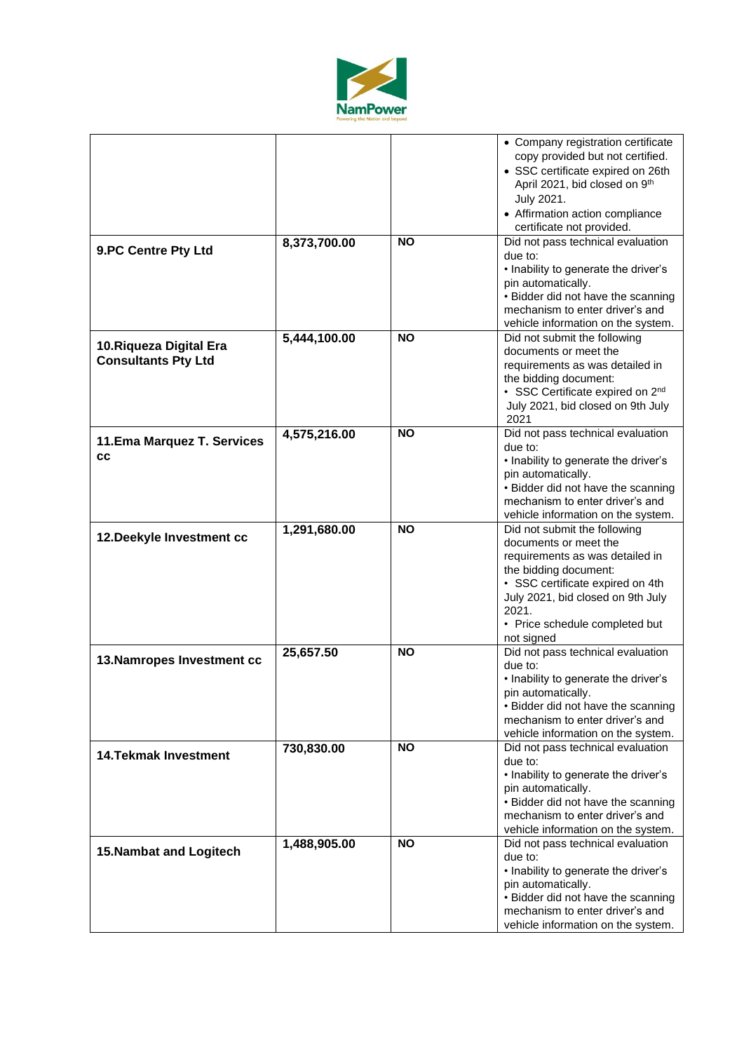| | | | • Company registration certificate copy provided but not certified.<br>• SSC certificate expired on 26th April 2021, bid closed on 9th July 2021.<br>• Affirmation action compliance certificate not provided. |
|---|---|---|---|
| **9.PC Centre Pty Ltd** | **8,373,700.00** | **NO** | Did not pass technical evaluation due to:<br>• Inability to generate the driver's pin automatically.<br>• Bidder did not have the scanning mechanism to enter driver's and vehicle information on the system. |
| **10.Riqueza Digital Era Consultants Pty Ltd** | **5,444,100.00** | **NO** | Did not submit the following documents or meet the requirements as was detailed in the bidding document:<br>• SSC Certificate expired on 2nd July 2021, bid closed on 9th July 2021 |
| **11.Ema Marquez T. Services cc** | **4,575,216.00** | **NO** | Did not pass technical evaluation due to:<br>• Inability to generate the driver's pin automatically.<br>• Bidder did not have the scanning mechanism to enter driver's and vehicle information on the system. |
| **12.Deekyle Investment cc** | **1,291,680.00** | **NO** | Did not submit the following documents or meet the requirements as was detailed in the bidding document:<br>• SSC certificate expired on 4th July 2021, bid closed on 9th July 2021.<br>• Price schedule completed but not signed |
| **13.Namropes Investment cc** | **25,657.50** | **NO** | Did not pass technical evaluation due to:<br>• Inability to generate the driver's pin automatically.<br>• Bidder did not have the scanning mechanism to enter driver's and vehicle information on the system. |
| **14.Tekmak Investment** | **730,830.00** | **NO** | Did not pass technical evaluation due to:<br>• Inability to generate the driver's pin automatically.<br>• Bidder did not have the scanning mechanism to enter driver's and vehicle information on the system. |
| **15.Nambat and Logitech** | **1,488,905.00** | **NO** | Did not pass technical evaluation due to:<br>• Inability to generate the driver's pin automatically.<br>• Bidder did not have the scanning mechanism to enter driver's and vehicle information on the system. |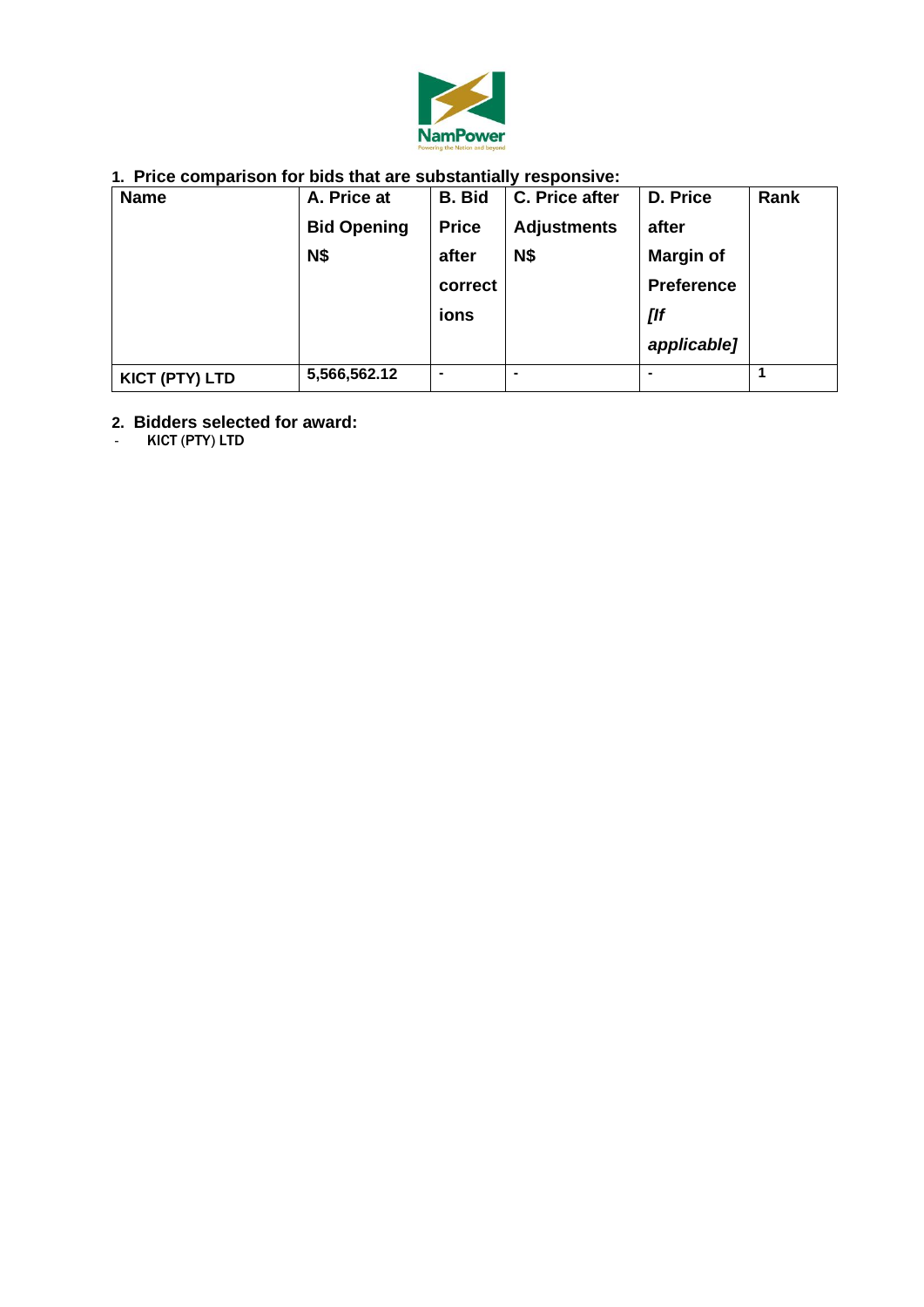NamPower
Powering the Nation and beyond

1. **Price comparison for bids that are substantially responsive:**

| Name | A. Price at Bid Opening N$ | B. Bid Price after corrections | C. Price after Adjustments N$ | D. Price after Margin of Preference *[If applicable]* | Rank |
|---|---|---|---|---|---|
| **KICT (PTY) LTD** | 5,566,562.12 | - | - | - | 1 |

2. **Bidders selected for award:**

- **KICT (PTY) LTD**